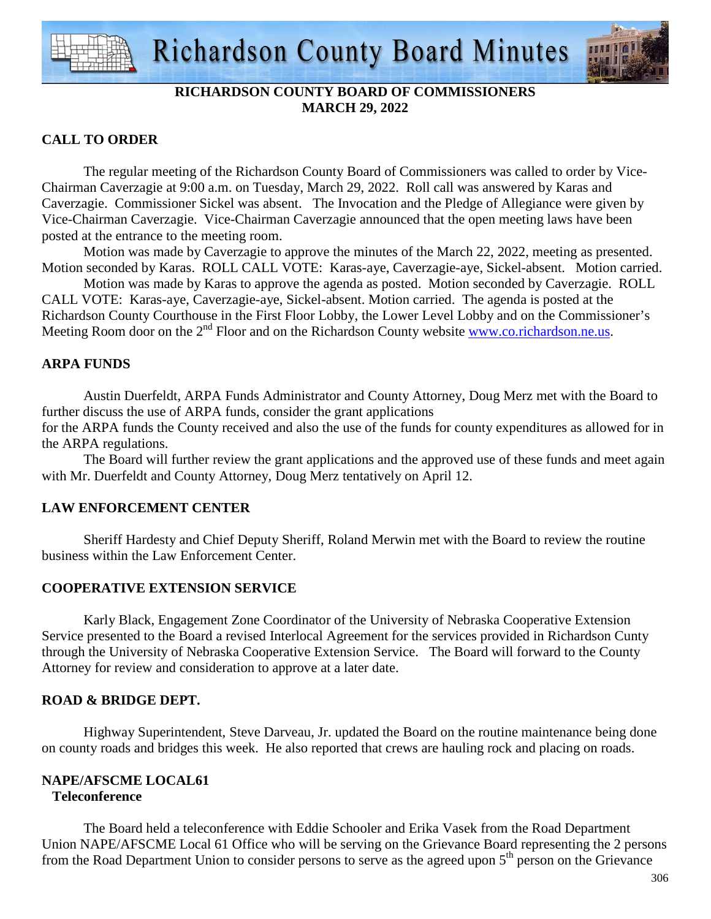# Richardson County Board Minutes

**RICHARDSON COUNTY BOARD OF COMMISSIONERS**
**MARCH 29, 2022**

## CALL TO ORDER

The regular meeting of the Richardson County Board of Commissioners was called to order by Vice-Chairman Caverzagie at 9:00 a.m. on Tuesday, March 29, 2022. Roll call was answered by Karas and Caverzagie. Commissioner Sickel was absent. The Invocation and the Pledge of Allegiance were given by Vice-Chairman Caverzagie. Vice-Chairman Caverzagie announced that the open meeting laws have been posted at the entrance to the meeting room.

Motion was made by Caverzagie to approve the minutes of the March 22, 2022, meeting as presented. Motion seconded by Karas. ROLL CALL VOTE: Karas-aye, Caverzagie-aye, Sickel-absent. Motion carried.

Motion was made by Karas to approve the agenda as posted. Motion seconded by Caverzagie. ROLL CALL VOTE: Karas-aye, Caverzagie-aye, Sickel-absent. Motion carried. The agenda is posted at the Richardson County Courthouse in the First Floor Lobby, the Lower Level Lobby and on the Commissioner's Meeting Room door on the 2nd Floor and on the Richardson County website www.co.richardson.ne.us.

## ARPA FUNDS

Austin Duerfeldt, ARPA Funds Administrator and County Attorney, Doug Merz met with the Board to further discuss the use of ARPA funds, consider the grant applications for the ARPA funds the County received and also the use of the funds for county expenditures as allowed for in the ARPA regulations.

The Board will further review the grant applications and the approved use of these funds and meet again with Mr. Duerfeldt and County Attorney, Doug Merz tentatively on April 12.

## LAW ENFORCEMENT CENTER

Sheriff Hardesty and Chief Deputy Sheriff, Roland Merwin met with the Board to review the routine business within the Law Enforcement Center.

## COOPERATIVE EXTENSION SERVICE

Karly Black, Engagement Zone Coordinator of the University of Nebraska Cooperative Extension Service presented to the Board a revised Interlocal Agreement for the services provided in Richardson Cunty through the University of Nebraska Cooperative Extension Service. The Board will forward to the County Attorney for review and consideration to approve at a later date.

## ROAD & BRIDGE DEPT.

Highway Superintendent, Steve Darveau, Jr. updated the Board on the routine maintenance being done on county roads and bridges this week. He also reported that crews are hauling rock and placing on roads.

## NAPE/AFSCME LOCAL61

### Teleconference

The Board held a teleconference with Eddie Schooler and Erika Vasek from the Road Department Union NAPE/AFSCME Local 61 Office who will be serving on the Grievance Board representing the 2 persons from the Road Department Union to consider persons to serve as the agreed upon 5th person on the Grievance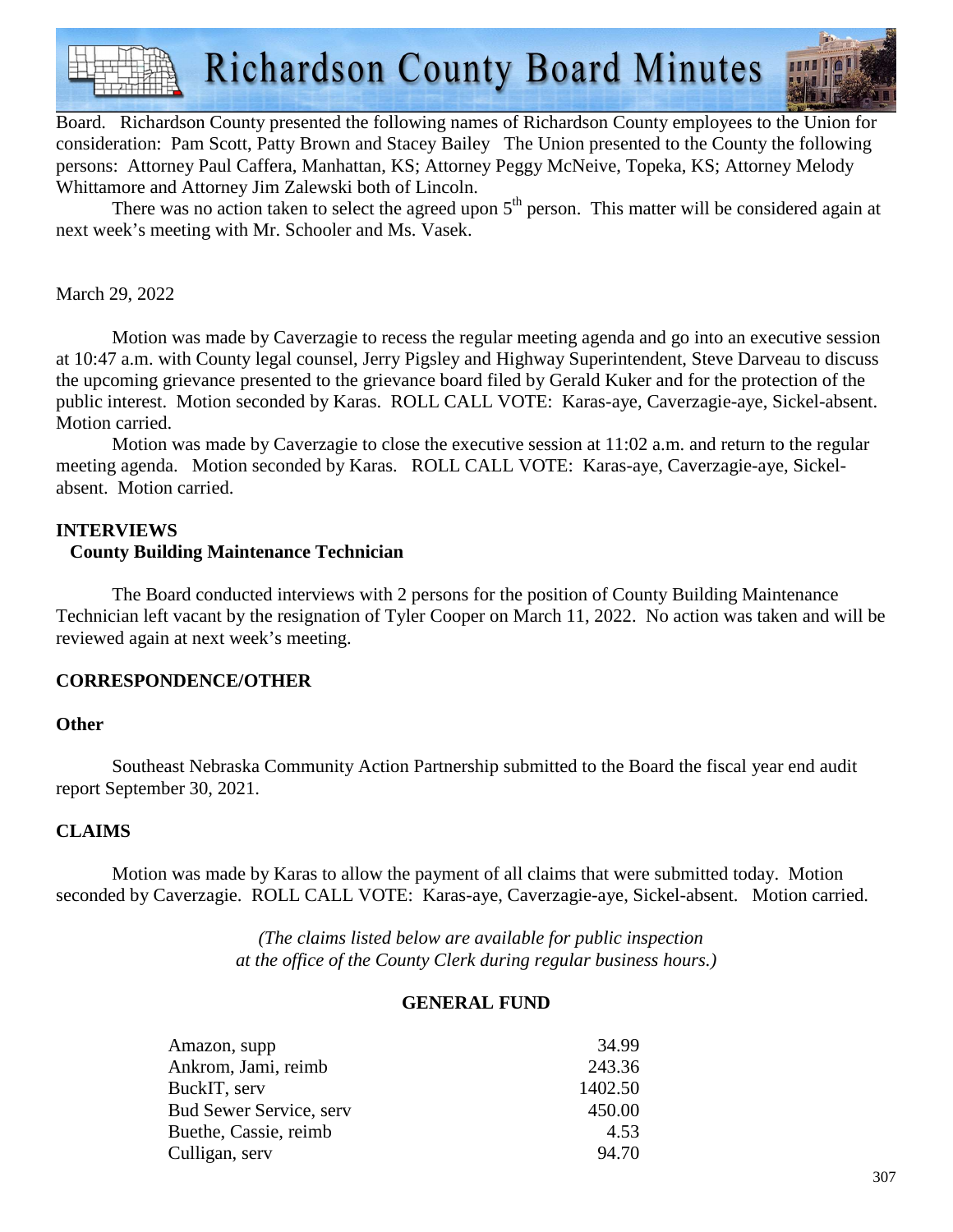Board. Richardson County presented the following names of Richardson County employees to the Union for consideration: Pam Scott, Patty Brown and Stacey Bailey The Union presented to the County the following persons: Attorney Paul Caffera, Manhattan, KS; Attorney Peggy McNeive, Topeka, KS; Attorney Melody Whittamore and Attorney Jim Zalewski both of Lincoln.

There was no action taken to select the agreed upon 5th person. This matter will be considered again at next week's meeting with Mr. Schooler and Ms. Vasek.

March 29, 2022

Motion was made by Caverzagie to recess the regular meeting agenda and go into an executive session at 10:47 a.m. with County legal counsel, Jerry Pigsley and Highway Superintendent, Steve Darveau to discuss the upcoming grievance presented to the grievance board filed by Gerald Kuker and for the protection of the public interest. Motion seconded by Karas. ROLL CALL VOTE: Karas-aye, Caverzagie-aye, Sickel-absent. Motion carried.

Motion was made by Caverzagie to close the executive session at 11:02 a.m. and return to the regular meeting agenda. Motion seconded by Karas. ROLL CALL VOTE: Karas-aye, Caverzagie-aye, Sickel-absent. Motion carried.

## INTERVIEWS

### County Building Maintenance Technician

The Board conducted interviews with 2 persons for the position of County Building Maintenance Technician left vacant by the resignation of Tyler Cooper on March 11, 2022. No action was taken and will be reviewed again at next week's meeting.

## CORRESPONDENCE/OTHER

### Other

Southeast Nebraska Community Action Partnership submitted to the Board the fiscal year end audit report September 30, 2021.

## CLAIMS

Motion was made by Karas to allow the payment of all claims that were submitted today. Motion seconded by Caverzagie. ROLL CALL VOTE: Karas-aye, Caverzagie-aye, Sickel-absent. Motion carried.

*(The claims listed below are available for public inspection at the office of the County Clerk during regular business hours.)*

### GENERAL FUND

| | |
|---|---:|
| Amazon, supp | 34.99 |
| Ankrom, Jami, reimb | 243.36 |
| BuckIT, serv | 1402.50 |
| Bud Sewer Service, serv | 450.00 |
| Buethe, Cassie, reimb | 4.53 |
| Culligan, serv | 94.70 |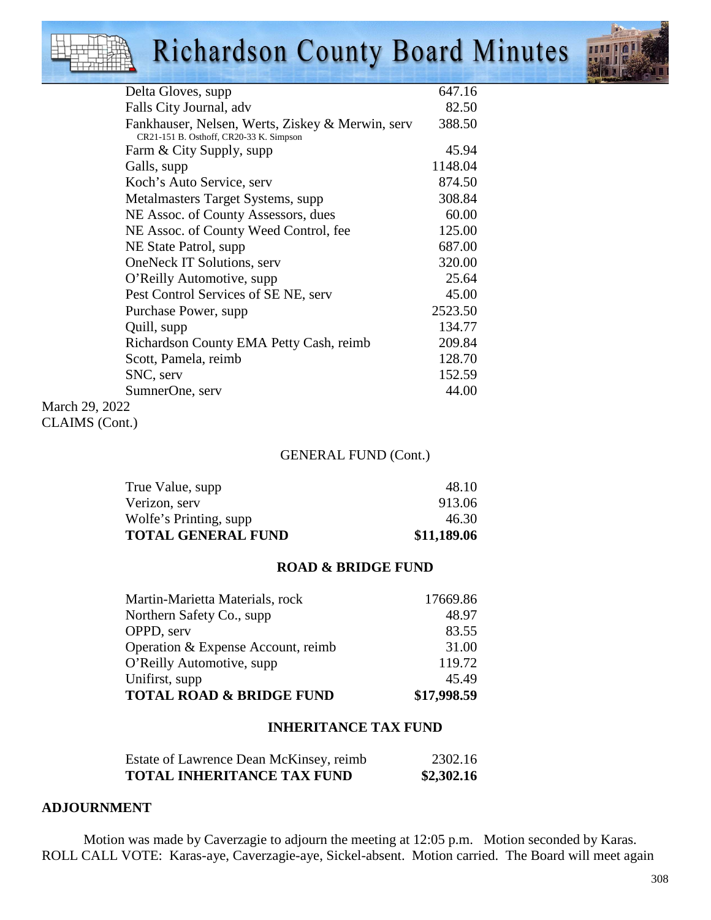| | |
|---|---|
| Delta Gloves, supp | 647.16 |
| Falls City Journal, adv | 82.50 |
| Fankhauser, Nelsen, Werts, Ziskey & Merwin, serv<br>CR21-151 B. Osthoff, CR20-33 K. Simpson | 388.50 |
| Farm & City Supply, supp | 45.94 |
| Galls, supp | 1148.04 |
| Koch's Auto Service, serv | 874.50 |
| Metalmasters Target Systems, supp | 308.84 |
| NE Assoc. of County Assessors, dues | 60.00 |
| NE Assoc. of County Weed Control, fee | 125.00 |
| NE State Patrol, supp | 687.00 |
| OneNeck IT Solutions, serv | 320.00 |
| O'Reilly Automotive, supp | 25.64 |
| Pest Control Services of SE NE, serv | 45.00 |
| Purchase Power, supp | 2523.50 |
| Quill, supp | 134.77 |
| Richardson County EMA Petty Cash, reimb | 209.84 |
| Scott, Pamela, reimb | 128.70 |
| SNC, serv | 152.59 |
| SumnerOne, serv | 44.00 |

March 29, 2022
CLAIMS (Cont.)

GENERAL FUND (Cont.)

| | |
|---|---|
| True Value, supp | 48.10 |
| Verizon, serv | 913.06 |
| Wolfe's Printing, supp | 46.30 |
| **TOTAL GENERAL FUND** | **$11,189.06** |

**ROAD & BRIDGE FUND**

| | |
|---|---|
| Martin-Marietta Materials, rock | 17669.86 |
| Northern Safety Co., supp | 48.97 |
| OPPD, serv | 83.55 |
| Operation & Expense Account, reimb | 31.00 |
| O'Reilly Automotive, supp | 119.72 |
| Unifirst, supp | 45.49 |
| **TOTAL ROAD & BRIDGE FUND** | **$17,998.59** |

**INHERITANCE TAX FUND**

| | |
|---|---|
| Estate of Lawrence Dean McKinsey, reimb | 2302.16 |
| **TOTAL INHERITANCE TAX FUND** | **$2,302.16** |

**ADJOURNMENT**

Motion was made by Caverzagie to adjourn the meeting at 12:05 p.m. Motion seconded by Karas. ROLL CALL VOTE: Karas-aye, Caverzagie-aye, Sickel-absent. Motion carried. The Board will meet again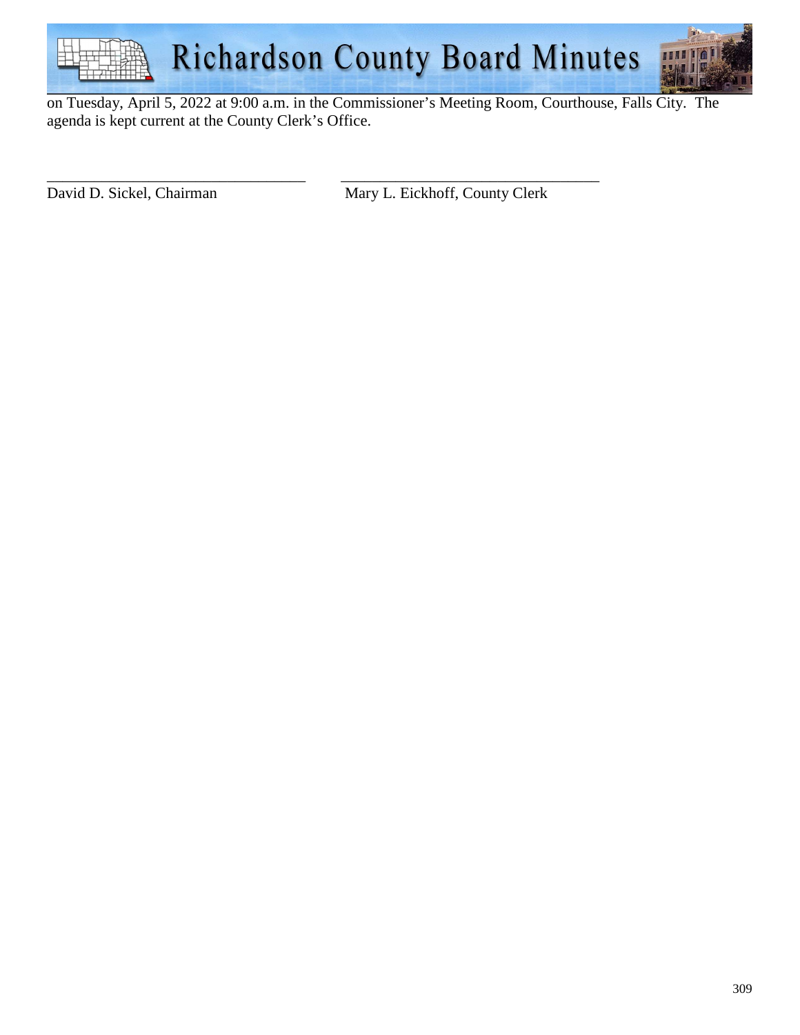on Tuesday, April 5, 2022 at 9:00 a.m. in the Commissioner's Meeting Room, Courthouse, Falls City. The agenda is kept current at the County Clerk's Office.

\_\_\_\_\_\_\_\_\_\_\_\_\_\_\_\_\_\_\_\_\_\_\_\_\_\_\_\_\_\_\_\_\_\_ \_\_\_\_\_\_\_\_\_\_\_\_\_\_\_\_\_\_\_\_\_\_\_\_\_\_\_\_\_\_\_\_\_\_

David D. Sickel, Chairman    Mary L. Eickhoff, County Clerk